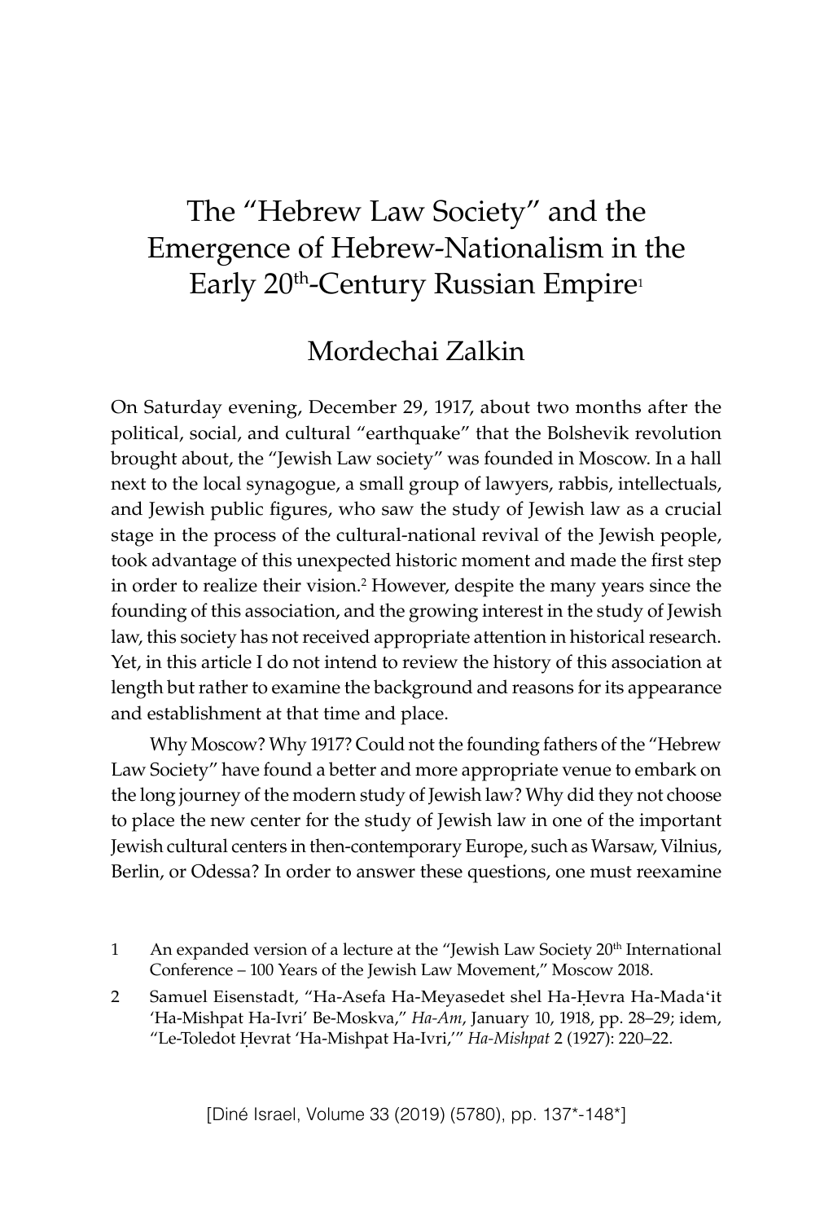# The "Hebrew Law Society" and the Emergence of Hebrew-Nationalism in the Early 20th-Century Russian Empire[1]

## Mordechai Zalkin

On Saturday evening, December 29, 1917, about two months after the political, social, and cultural "earthquake" that the Bolshevik revolution brought about, the "Jewish Law society" was founded in Moscow. In a hall next to the local synagogue, a small group of lawyers, rabbis, intellectuals, and Jewish public figures, who saw the study of Jewish law as a crucial stage in the process of the cultural-national revival of the Jewish people, took advantage of this unexpected historic moment and made the first step in order to realize their vision.[2] However, despite the many years since the founding of this association, and the growing interest in the study of Jewish law, this society has not received appropriate attention in historical research. Yet, in this article I do not intend to review the history of this association at length but rather to examine the background and reasons for its appearance and establishment at that time and place.

Why Moscow? Why 1917? Could not the founding fathers of the "Hebrew Law Society" have found a better and more appropriate venue to embark on the long journey of the modern study of Jewish law? Why did they not choose to place the new center for the study of Jewish law in one of the important Jewish cultural centers in then-contemporary Europe, such as Warsaw, Vilnius, Berlin, or Odessa? In order to answer these questions, one must reexamine

---

1 An expanded version of a lecture at the "Jewish Law Society 20th International Conference – 100 Years of the Jewish Law Movement," Moscow 2018.

2 Samuel Eisenstadt, "Ha-Asefa Ha-Meyasedet shel Ha-Ḥevra Ha-Mada'it 'Ha-Mishpat Ha-Ivri' Be-Moskva," *Ha-Am*, January 10, 1918, pp. 28–29; idem, "Le-Toledot Ḥevrat 'Ha-Mishpat Ha-Ivri,'" *Ha-Mishpat* 2 (1927): 220–22.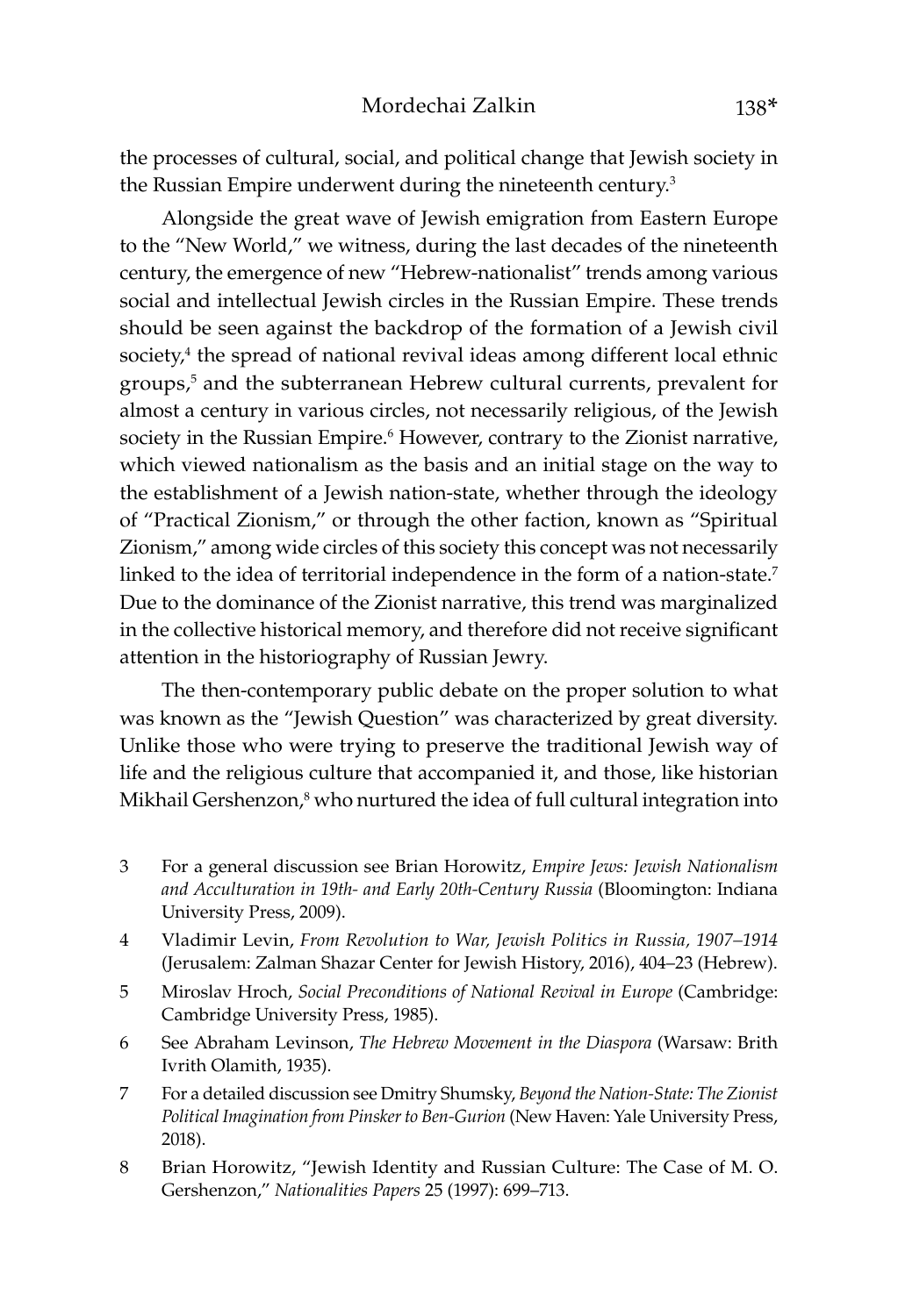the processes of cultural, social, and political change that Jewish society in the Russian Empire underwent during the nineteenth century.[3]

Alongside the great wave of Jewish emigration from Eastern Europe to the "New World," we witness, during the last decades of the nineteenth century, the emergence of new "Hebrew-nationalist" trends among various social and intellectual Jewish circles in the Russian Empire. These trends should be seen against the backdrop of the formation of a Jewish civil society,[4] the spread of national revival ideas among different local ethnic groups,[5] and the subterranean Hebrew cultural currents, prevalent for almost a century in various circles, not necessarily religious, of the Jewish society in the Russian Empire.[6] However, contrary to the Zionist narrative, which viewed nationalism as the basis and an initial stage on the way to the establishment of a Jewish nation-state, whether through the ideology of "Practical Zionism," or through the other faction, known as "Spiritual Zionism," among wide circles of this society this concept was not necessarily linked to the idea of territorial independence in the form of a nation-state.[7] Due to the dominance of the Zionist narrative, this trend was marginalized in the collective historical memory, and therefore did not receive significant attention in the historiography of Russian Jewry.

The then-contemporary public debate on the proper solution to what was known as the "Jewish Question" was characterized by great diversity. Unlike those who were trying to preserve the traditional Jewish way of life and the religious culture that accompanied it, and those, like historian Mikhail Gershenzon,[8] who nurtured the idea of full cultural integration into

3 For a general discussion see Brian Horowitz, *Empire Jews: Jewish Nationalism and Acculturation in 19th- and Early 20th-Century Russia* (Bloomington: Indiana University Press, 2009).

4 Vladimir Levin, *From Revolution to War, Jewish Politics in Russia, 1907–1914* (Jerusalem: Zalman Shazar Center for Jewish History, 2016), 404–23 (Hebrew).

5 Miroslav Hroch, *Social Preconditions of National Revival in Europe* (Cambridge: Cambridge University Press, 1985).

6 See Abraham Levinson, *The Hebrew Movement in the Diaspora* (Warsaw: Brith Ivrith Olamith, 1935).

7 For a detailed discussion see Dmitry Shumsky, *Beyond the Nation-State: The Zionist Political Imagination from Pinsker to Ben-Gurion* (New Haven: Yale University Press, 2018).

8 Brian Horowitz, "Jewish Identity and Russian Culture: The Case of M. O. Gershenzon," *Nationalities Papers* 25 (1997): 699–713.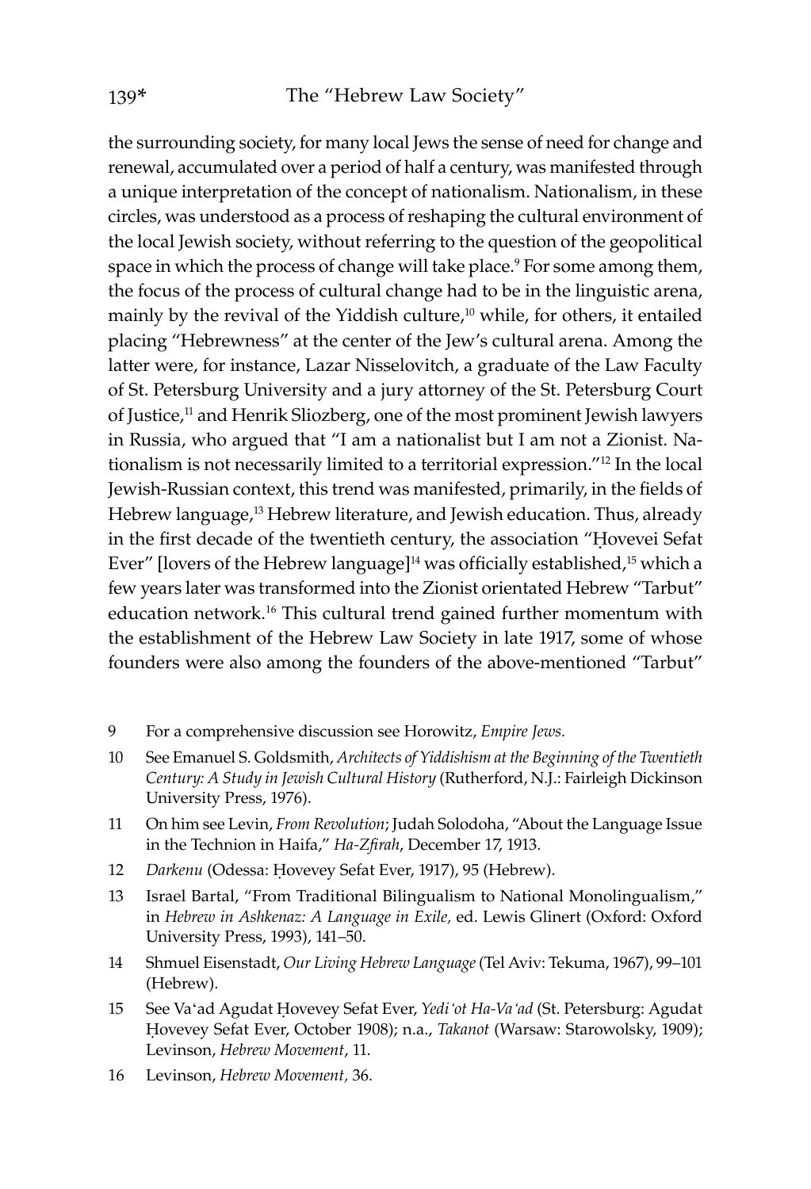the surrounding society, for many local Jews the sense of need for change and renewal, accumulated over a period of half a century, was manifested through a unique interpretation of the concept of nationalism. Nationalism, in these circles, was understood as a process of reshaping the cultural environment of the local Jewish society, without referring to the question of the geopolitical space in which the process of change will take place.[9] For some among them, the focus of the process of cultural change had to be in the linguistic arena, mainly by the revival of the Yiddish culture,[10] while, for others, it entailed placing "Hebrewness" at the center of the Jew's cultural arena. Among the latter were, for instance, Lazar Nisselovitch, a graduate of the Law Faculty of St. Petersburg University and a jury attorney of the St. Petersburg Court of Justice,[11] and Henrik Sliozberg, one of the most prominent Jewish lawyers in Russia, who argued that "I am a nationalist but I am not a Zionist. Nationalism is not necessarily limited to a territorial expression."[12] In the local Jewish-Russian context, this trend was manifested, primarily, in the fields of Hebrew language,[13] Hebrew literature, and Jewish education. Thus, already in the first decade of the twentieth century, the association "Ḥovevei Sefat Ever" [lovers of the Hebrew language][14] was officially established,[15] which a few years later was transformed into the Zionist orientated Hebrew "Tarbut" education network.[16] This cultural trend gained further momentum with the establishment of the Hebrew Law Society in late 1917, some of whose founders were also among the founders of the above-mentioned "Tarbut"

9 For a comprehensive discussion see Horowitz, *Empire Jews.*

10 See Emanuel S. Goldsmith, *Architects of Yiddishism at the Beginning of the Twentieth Century: A Study in Jewish Cultural History* (Rutherford, N.J.: Fairleigh Dickinson University Press, 1976).

11 On him see Levin, *From Revolution*; Judah Solodoha, "About the Language Issue in the Technion in Haifa," *Ha-Zfirah*, December 17, 1913.

12 *Darkenu* (Odessa: Ḥovevey Sefat Ever, 1917), 95 (Hebrew).

13 Israel Bartal, "From Traditional Bilingualism to National Monolingualism," in *Hebrew in Ashkenaz: A Language in Exile,* ed. Lewis Glinert (Oxford: Oxford University Press, 1993), 141–50.

14 Shmuel Eisenstadt, *Our Living Hebrew Language* (Tel Aviv: Tekuma, 1967), 99–101 (Hebrew).

15 See Va'ad Agudat Ḥovevey Sefat Ever, *Yedi'ot Ha-Va'ad* (St. Petersburg: Agudat Ḥovevey Sefat Ever, October 1908); n.a., *Takanot* (Warsaw: Starowolsky, 1909); Levinson, *Hebrew Movement*, 11.

16 Levinson, *Hebrew Movement,* 36.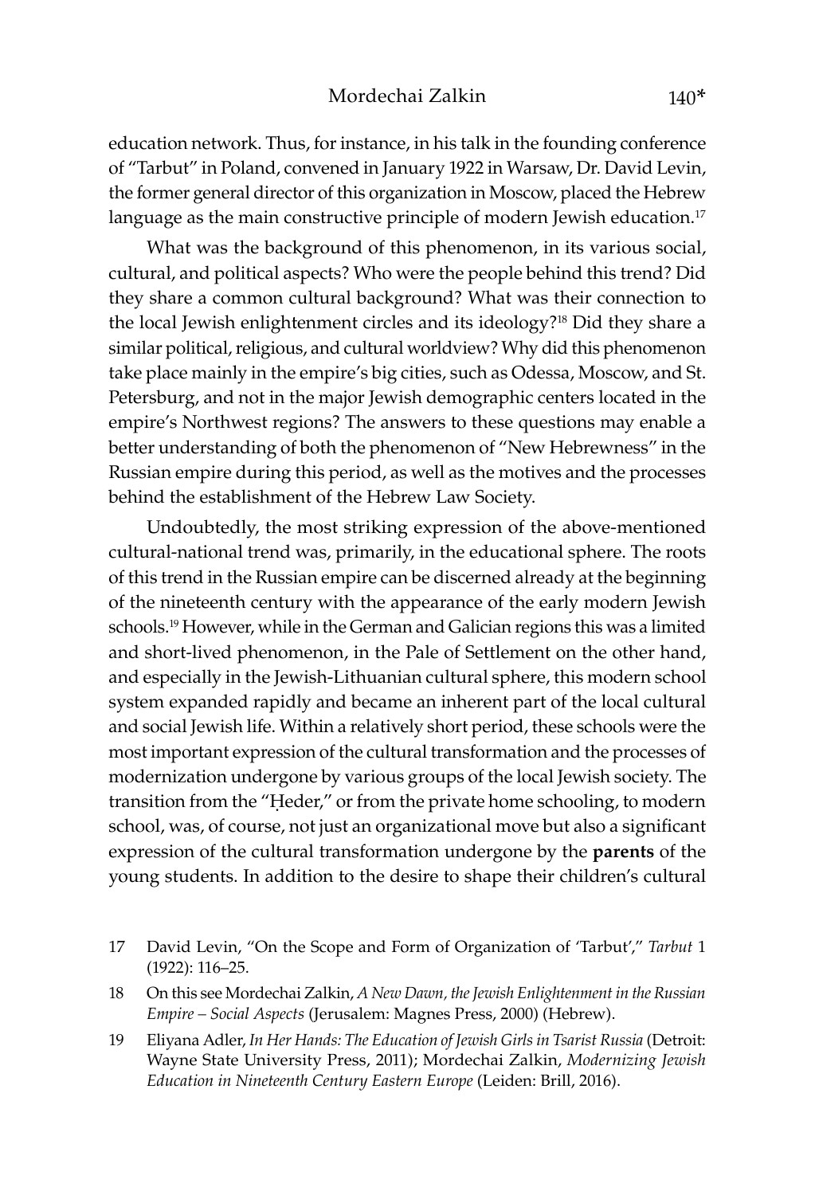education network. Thus, for instance, in his talk in the founding conference of "Tarbut" in Poland, convened in January 1922 in Warsaw, Dr. David Levin, the former general director of this organization in Moscow, placed the Hebrew language as the main constructive principle of modern Jewish education.[17]

What was the background of this phenomenon, in its various social, cultural, and political aspects? Who were the people behind this trend? Did they share a common cultural background? What was their connection to the local Jewish enlightenment circles and its ideology?[18] Did they share a similar political, religious, and cultural worldview? Why did this phenomenon take place mainly in the empire's big cities, such as Odessa, Moscow, and St. Petersburg, and not in the major Jewish demographic centers located in the empire's Northwest regions? The answers to these questions may enable a better understanding of both the phenomenon of "New Hebrewness" in the Russian empire during this period, as well as the motives and the processes behind the establishment of the Hebrew Law Society.

Undoubtedly, the most striking expression of the above-mentioned cultural-national trend was, primarily, in the educational sphere. The roots of this trend in the Russian empire can be discerned already at the beginning of the nineteenth century with the appearance of the early modern Jewish schools.[19] However, while in the German and Galician regions this was a limited and short-lived phenomenon, in the Pale of Settlement on the other hand, and especially in the Jewish-Lithuanian cultural sphere, this modern school system expanded rapidly and became an inherent part of the local cultural and social Jewish life. Within a relatively short period, these schools were the most important expression of the cultural transformation and the processes of modernization undergone by various groups of the local Jewish society. The transition from the "Ḥeder," or from the private home schooling, to modern school, was, of course, not just an organizational move but also a significant expression of the cultural transformation undergone by the **parents** of the young students. In addition to the desire to shape their children's cultural

17 David Levin, "On the Scope and Form of Organization of 'Tarbut'," *Tarbut* 1 (1922): 116–25.

18 On this see Mordechai Zalkin, *A New Dawn, the Jewish Enlightenment in the Russian Empire – Social Aspects* (Jerusalem: Magnes Press, 2000) (Hebrew).

19 Eliyana Adler, *In Her Hands: The Education of Jewish Girls in Tsarist Russia* (Detroit: Wayne State University Press, 2011); Mordechai Zalkin, *Modernizing Jewish Education in Nineteenth Century Eastern Europe* (Leiden: Brill, 2016).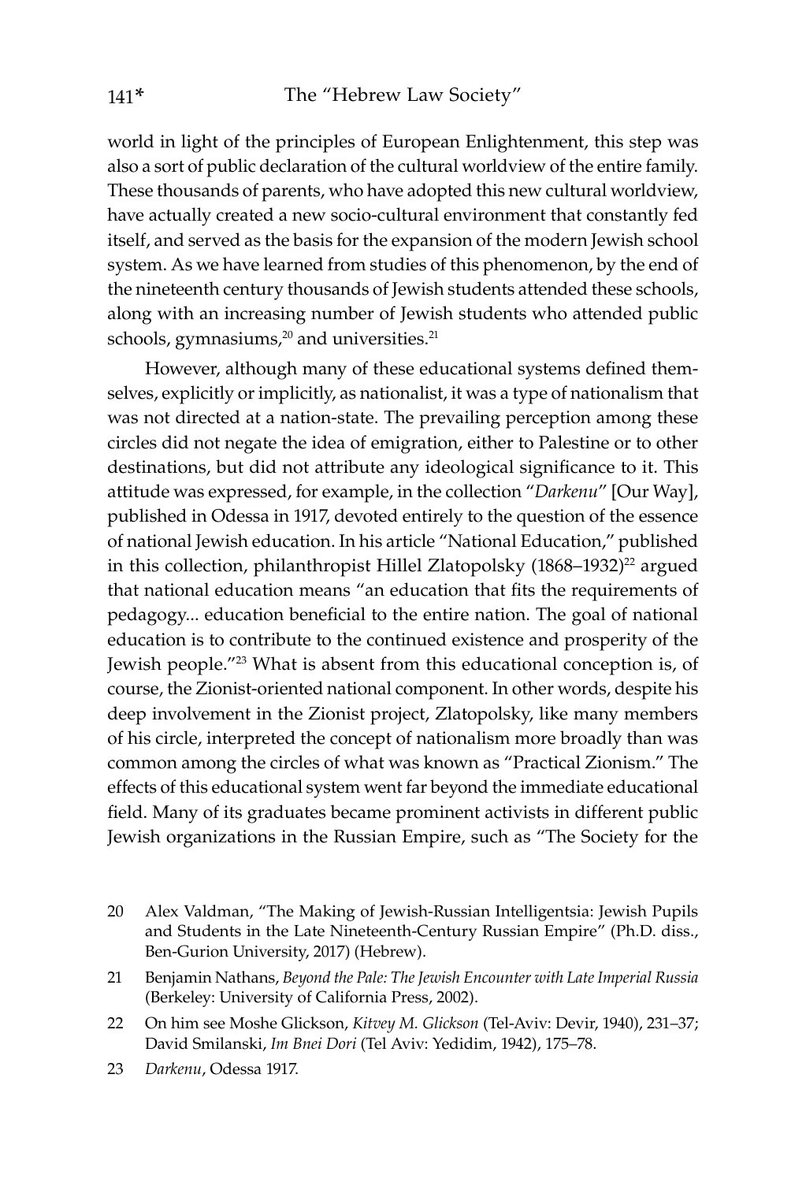world in light of the principles of European Enlightenment, this step was also a sort of public declaration of the cultural worldview of the entire family. These thousands of parents, who have adopted this new cultural worldview, have actually created a new socio-cultural environment that constantly fed itself, and served as the basis for the expansion of the modern Jewish school system. As we have learned from studies of this phenomenon, by the end of the nineteenth century thousands of Jewish students attended these schools, along with an increasing number of Jewish students who attended public schools, gymnasiums,[20] and universities.[21]

However, although many of these educational systems defined themselves, explicitly or implicitly, as nationalist, it was a type of nationalism that was not directed at a nation-state. The prevailing perception among these circles did not negate the idea of emigration, either to Palestine or to other destinations, but did not attribute any ideological significance to it. This attitude was expressed, for example, in the collection "*Darkenu*" [Our Way], published in Odessa in 1917, devoted entirely to the question of the essence of national Jewish education. In his article "National Education," published in this collection, philanthropist Hillel Zlatopolsky (1868–1932)[22] argued that national education means "an education that fits the requirements of pedagogy... education beneficial to the entire nation. The goal of national education is to contribute to the continued existence and prosperity of the Jewish people."[23] What is absent from this educational conception is, of course, the Zionist-oriented national component. In other words, despite his deep involvement in the Zionist project, Zlatopolsky, like many members of his circle, interpreted the concept of nationalism more broadly than was common among the circles of what was known as "Practical Zionism." The effects of this educational system went far beyond the immediate educational field. Many of its graduates became prominent activists in different public Jewish organizations in the Russian Empire, such as "The Society for the

20 Alex Valdman, "The Making of Jewish-Russian Intelligentsia: Jewish Pupils and Students in the Late Nineteenth-Century Russian Empire" (Ph.D. diss., Ben-Gurion University, 2017) (Hebrew).

21 Benjamin Nathans, *Beyond the Pale: The Jewish Encounter with Late Imperial Russia* (Berkeley: University of California Press, 2002).

22 On him see Moshe Glickson, *Kitvey M. Glickson* (Tel-Aviv: Devir, 1940), 231–37; David Smilanski, *Im Bnei Dori* (Tel Aviv: Yedidim, 1942), 175–78.

23 *Darkenu*, Odessa 1917.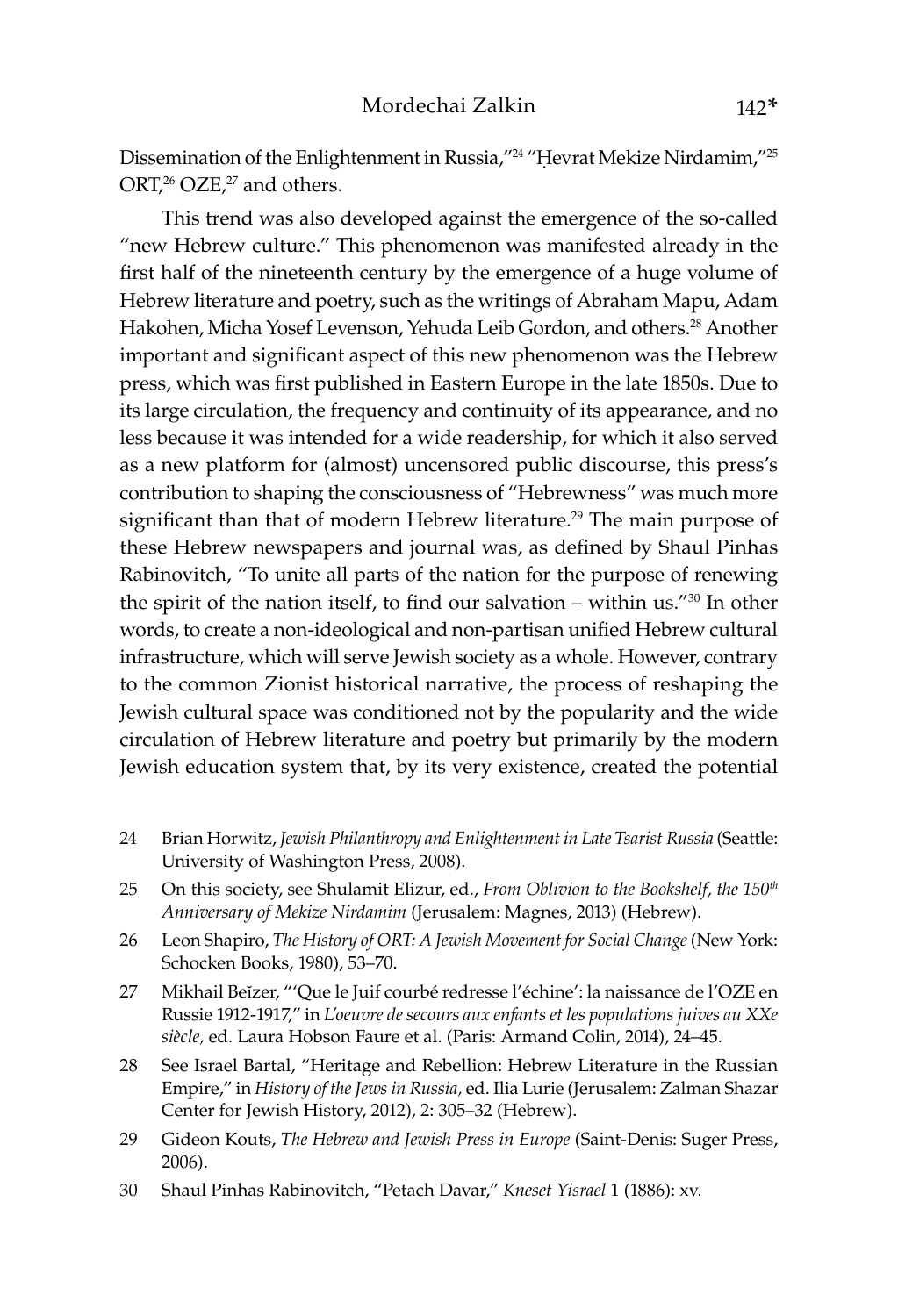Dissemination of the Enlightenment in Russia,"[24] "Ḥevrat Mekize Nirdamim,"[25] ORT,[26] OZE,[27] and others.

This trend was also developed against the emergence of the so-called "new Hebrew culture." This phenomenon was manifested already in the first half of the nineteenth century by the emergence of a huge volume of Hebrew literature and poetry, such as the writings of Abraham Mapu, Adam Hakohen, Micha Yosef Levenson, Yehuda Leib Gordon, and others.[28] Another important and significant aspect of this new phenomenon was the Hebrew press, which was first published in Eastern Europe in the late 1850s. Due to its large circulation, the frequency and continuity of its appearance, and no less because it was intended for a wide readership, for which it also served as a new platform for (almost) uncensored public discourse, this press's contribution to shaping the consciousness of "Hebrewness" was much more significant than that of modern Hebrew literature.[29] The main purpose of these Hebrew newspapers and journal was, as defined by Shaul Pinhas Rabinovitch, "To unite all parts of the nation for the purpose of renewing the spirit of the nation itself, to find our salvation – within us."[30] In other words, to create a non-ideological and non-partisan unified Hebrew cultural infrastructure, which will serve Jewish society as a whole. However, contrary to the common Zionist historical narrative, the process of reshaping the Jewish cultural space was conditioned not by the popularity and the wide circulation of Hebrew literature and poetry but primarily by the modern Jewish education system that, by its very existence, created the potential

24 Brian Horwitz, *Jewish Philanthropy and Enlightenment in Late Tsarist Russia* (Seattle: University of Washington Press, 2008).

25 On this society, see Shulamit Elizur, ed., *From Oblivion to the Bookshelf, the 150th Anniversary of Mekize Nirdamim* (Jerusalem: Magnes, 2013) (Hebrew).

26 Leon Shapiro, *The History of ORT: A Jewish Movement for Social Change* (New York: Schocken Books, 1980), 53–70.

27 Mikhail Beïzer, "'Que le Juif courbé redresse l'échine': la naissance de l'OZE en Russie 1912-1917," in *L'oeuvre de secours aux enfants et les populations juives au XXe siècle,* ed. Laura Hobson Faure et al. (Paris: Armand Colin, 2014), 24–45.

28 See Israel Bartal, "Heritage and Rebellion: Hebrew Literature in the Russian Empire," in *History of the Jews in Russia,* ed. Ilia Lurie (Jerusalem: Zalman Shazar Center for Jewish History, 2012), 2: 305–32 (Hebrew).

29 Gideon Kouts, *The Hebrew and Jewish Press in Europe* (Saint-Denis: Suger Press, 2006).

30 Shaul Pinhas Rabinovitch, "Petach Davar," *Kneset Yisrael* 1 (1886): xv.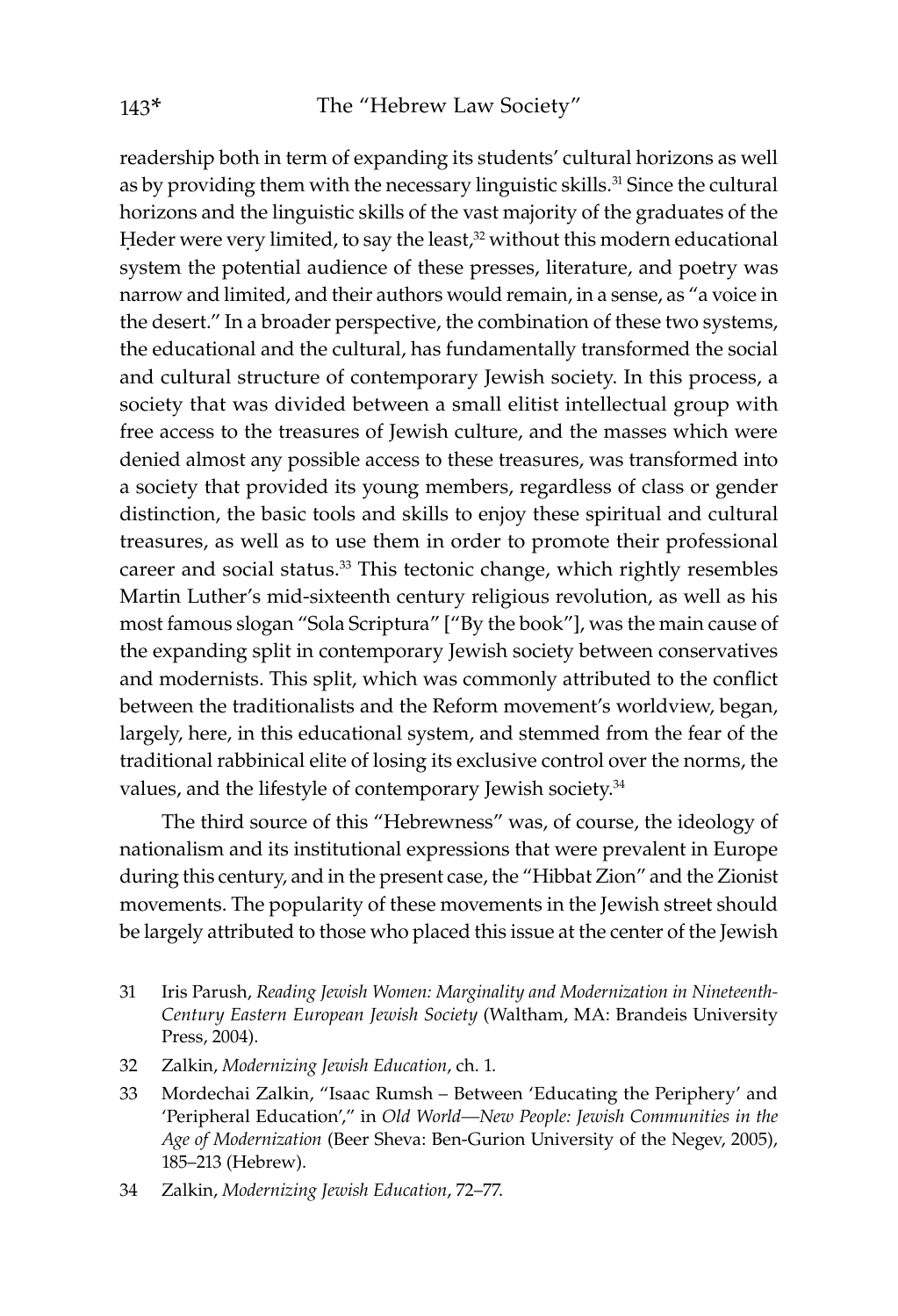readership both in term of expanding its students' cultural horizons as well as by providing them with the necessary linguistic skills.[31] Since the cultural horizons and the linguistic skills of the vast majority of the graduates of the Ḥeder were very limited, to say the least,[32] without this modern educational system the potential audience of these presses, literature, and poetry was narrow and limited, and their authors would remain, in a sense, as "a voice in the desert." In a broader perspective, the combination of these two systems, the educational and the cultural, has fundamentally transformed the social and cultural structure of contemporary Jewish society. In this process, a society that was divided between a small elitist intellectual group with free access to the treasures of Jewish culture, and the masses which were denied almost any possible access to these treasures, was transformed into a society that provided its young members, regardless of class or gender distinction, the basic tools and skills to enjoy these spiritual and cultural treasures, as well as to use them in order to promote their professional career and social status.[33] This tectonic change, which rightly resembles Martin Luther's mid-sixteenth century religious revolution, as well as his most famous slogan "Sola Scriptura" ["By the book"], was the main cause of the expanding split in contemporary Jewish society between conservatives and modernists. This split, which was commonly attributed to the conflict between the traditionalists and the Reform movement's worldview, began, largely, here, in this educational system, and stemmed from the fear of the traditional rabbinical elite of losing its exclusive control over the norms, the values, and the lifestyle of contemporary Jewish society.[34]

The third source of this "Hebrewness" was, of course, the ideology of nationalism and its institutional expressions that were prevalent in Europe during this century, and in the present case, the "Hibbat Zion" and the Zionist movements. The popularity of these movements in the Jewish street should be largely attributed to those who placed this issue at the center of the Jewish

31 Iris Parush, *Reading Jewish Women: Marginality and Modernization in Nineteenth-Century Eastern European Jewish Society* (Waltham, MA: Brandeis University Press, 2004).

32 Zalkin, *Modernizing Jewish Education*, ch. 1.

33 Mordechai Zalkin, "Isaac Rumsh – Between 'Educating the Periphery' and 'Peripheral Education'," in *Old World—New People: Jewish Communities in the Age of Modernization* (Beer Sheva: Ben-Gurion University of the Negev, 2005), 185–213 (Hebrew).

34 Zalkin, *Modernizing Jewish Education*, 72–77.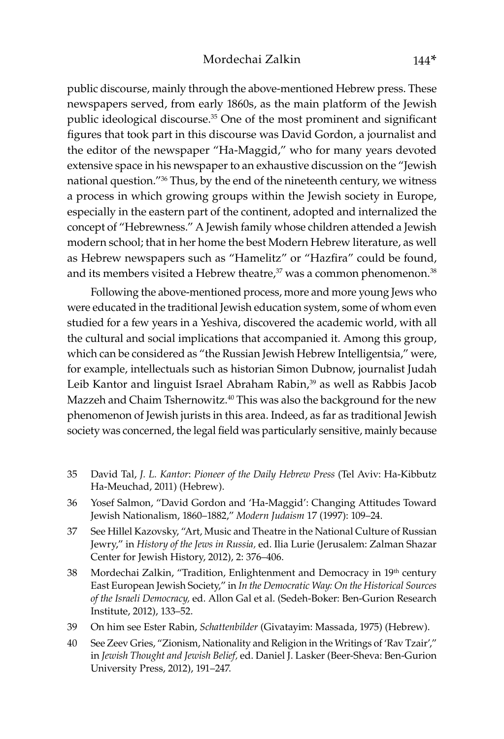public discourse, mainly through the above-mentioned Hebrew press. These newspapers served, from early 1860s, as the main platform of the Jewish public ideological discourse.[35] One of the most prominent and significant figures that took part in this discourse was David Gordon, a journalist and the editor of the newspaper "Ha-Maggid," who for many years devoted extensive space in his newspaper to an exhaustive discussion on the "Jewish national question."[36] Thus, by the end of the nineteenth century, we witness a process in which growing groups within the Jewish society in Europe, especially in the eastern part of the continent, adopted and internalized the concept of "Hebrewness." A Jewish family whose children attended a Jewish modern school; that in her home the best Modern Hebrew literature, as well as Hebrew newspapers such as "Hamelitz" or "Hazfira" could be found, and its members visited a Hebrew theatre,[37] was a common phenomenon.[38]

Following the above-mentioned process, more and more young Jews who were educated in the traditional Jewish education system, some of whom even studied for a few years in a Yeshiva, discovered the academic world, with all the cultural and social implications that accompanied it. Among this group, which can be considered as "the Russian Jewish Hebrew Intelligentsia," were, for example, intellectuals such as historian Simon Dubnow, journalist Judah Leib Kantor and linguist Israel Abraham Rabin,[39] as well as Rabbis Jacob Mazzeh and Chaim Tshernowitz.[40] This was also the background for the new phenomenon of Jewish jurists in this area. Indeed, as far as traditional Jewish society was concerned, the legal field was particularly sensitive, mainly because

35 David Tal, *J. L. Kantor*: *Pioneer of the Daily Hebrew Press* (Tel Aviv: Ha-Kibbutz Ha-Meuchad, 2011) (Hebrew).

36 Yosef Salmon, "David Gordon and 'Ha-Maggid': Changing Attitudes Toward Jewish Nationalism, 1860–1882," *Modern Judaism* 17 (1997): 109–24.

37 See Hillel Kazovsky, "Art, Music and Theatre in the National Culture of Russian Jewry," in *History of the Jews in Russia*, ed. Ilia Lurie (Jerusalem: Zalman Shazar Center for Jewish History, 2012), 2: 376–406.

38 Mordechai Zalkin, "Tradition, Enlightenment and Democracy in 19th century East European Jewish Society," in *In the Democratic Way: On the Historical Sources of the Israeli Democracy*, ed. Allon Gal et al. (Sedeh-Boker: Ben-Gurion Research Institute, 2012), 133–52.

39 On him see Ester Rabin, *Schattenbilder* (Givatayim: Massada, 1975) (Hebrew).

40 See Zeev Gries, "Zionism, Nationality and Religion in the Writings of 'Rav Tzair'," in *Jewish Thought and Jewish Belief*, ed. Daniel J. Lasker (Beer-Sheva: Ben-Gurion University Press, 2012), 191–247.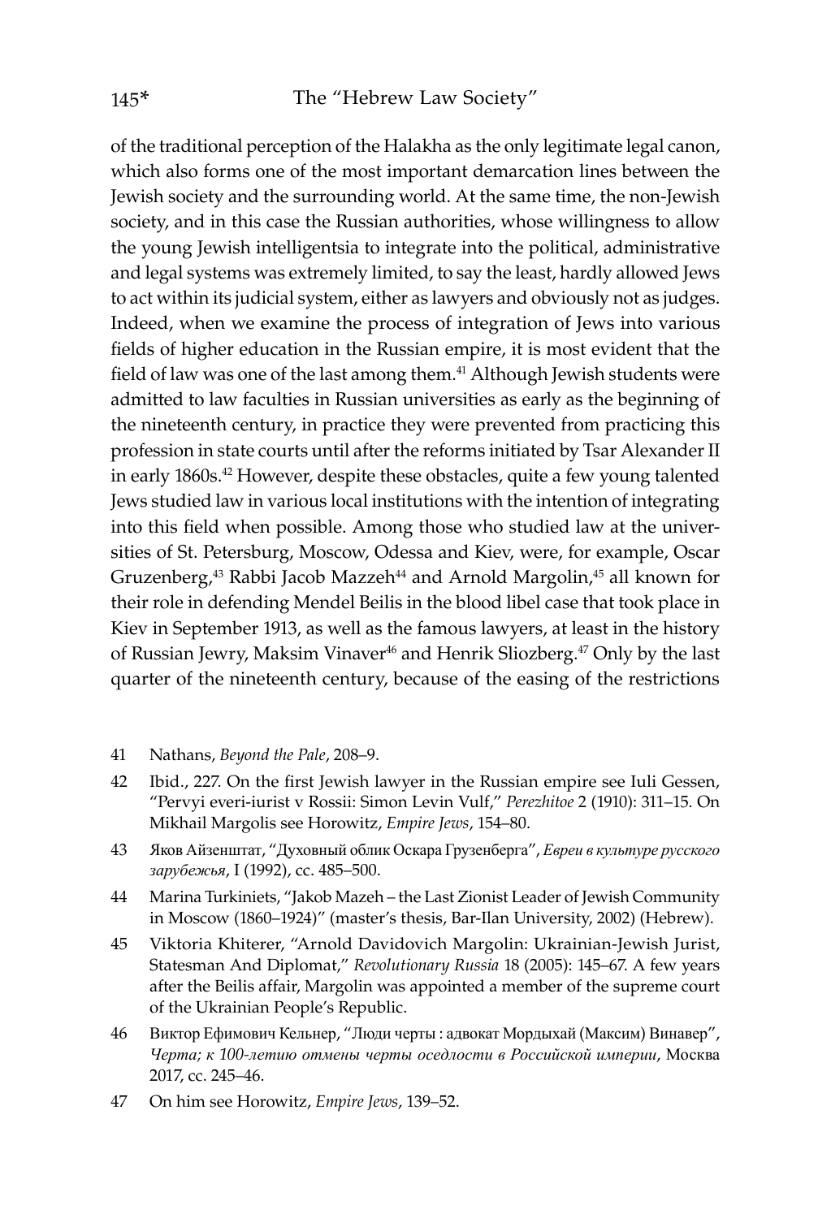of the traditional perception of the Halakha as the only legitimate legal canon, which also forms one of the most important demarcation lines between the Jewish society and the surrounding world. At the same time, the non-Jewish society, and in this case the Russian authorities, whose willingness to allow the young Jewish intelligentsia to integrate into the political, administrative and legal systems was extremely limited, to say the least, hardly allowed Jews to act within its judicial system, either as lawyers and obviously not as judges. Indeed, when we examine the process of integration of Jews into various fields of higher education in the Russian empire, it is most evident that the field of law was one of the last among them.[41] Although Jewish students were admitted to law faculties in Russian universities as early as the beginning of the nineteenth century, in practice they were prevented from practicing this profession in state courts until after the reforms initiated by Tsar Alexander II in early 1860s.[42] However, despite these obstacles, quite a few young talented Jews studied law in various local institutions with the intention of integrating into this field when possible. Among those who studied law at the universities of St. Petersburg, Moscow, Odessa and Kiev, were, for example, Oscar Gruzenberg,[43] Rabbi Jacob Mazzeh[44] and Arnold Margolin,[45] all known for their role in defending Mendel Beilis in the blood libel case that took place in Kiev in September 1913, as well as the famous lawyers, at least in the history of Russian Jewry, Maksim Vinaver[46] and Henrik Sliozberg.[47] Only by the last quarter of the nineteenth century, because of the easing of the restrictions

41 Nathans, *Beyond the Pale*, 208–9.

42 Ibid., 227. On the first Jewish lawyer in the Russian empire see Iuli Gessen, "Pervyi everi-iurist v Rossii: Simon Levin Vulf," *Perezhitoe* 2 (1910): 311–15. On Mikhail Margolis see Horowitz, *Empire Jews*, 154–80.

43 Яков Айзенштат, "Духовный облик Оскара Грузенберга", *Евреи в культуре русского зарубежья*, I (1992), сс. 485–500.

44 Marina Turkiniets, "Jakob Mazeh – the Last Zionist Leader of Jewish Community in Moscow (1860–1924)" (master's thesis, Bar-Ilan University, 2002) (Hebrew).

45 Viktoria Khiterer, "Arnold Davidovich Margolin: Ukrainian-Jewish Jurist, Statesman And Diplomat," *Revolutionary Russia* 18 (2005): 145–67. A few years after the Beilis affair, Margolin was appointed a member of the supreme court of the Ukrainian People's Republic.

46 Виктор Ефимович Кельнер, "Люди черты : адвокат Мордыхай (Максим) Винавер", *Черта; к 100-летию отмены черты оседлости в Российской империи*, Москва 2017, сс. 245–46.

47 On him see Horowitz, *Empire Jews*, 139–52.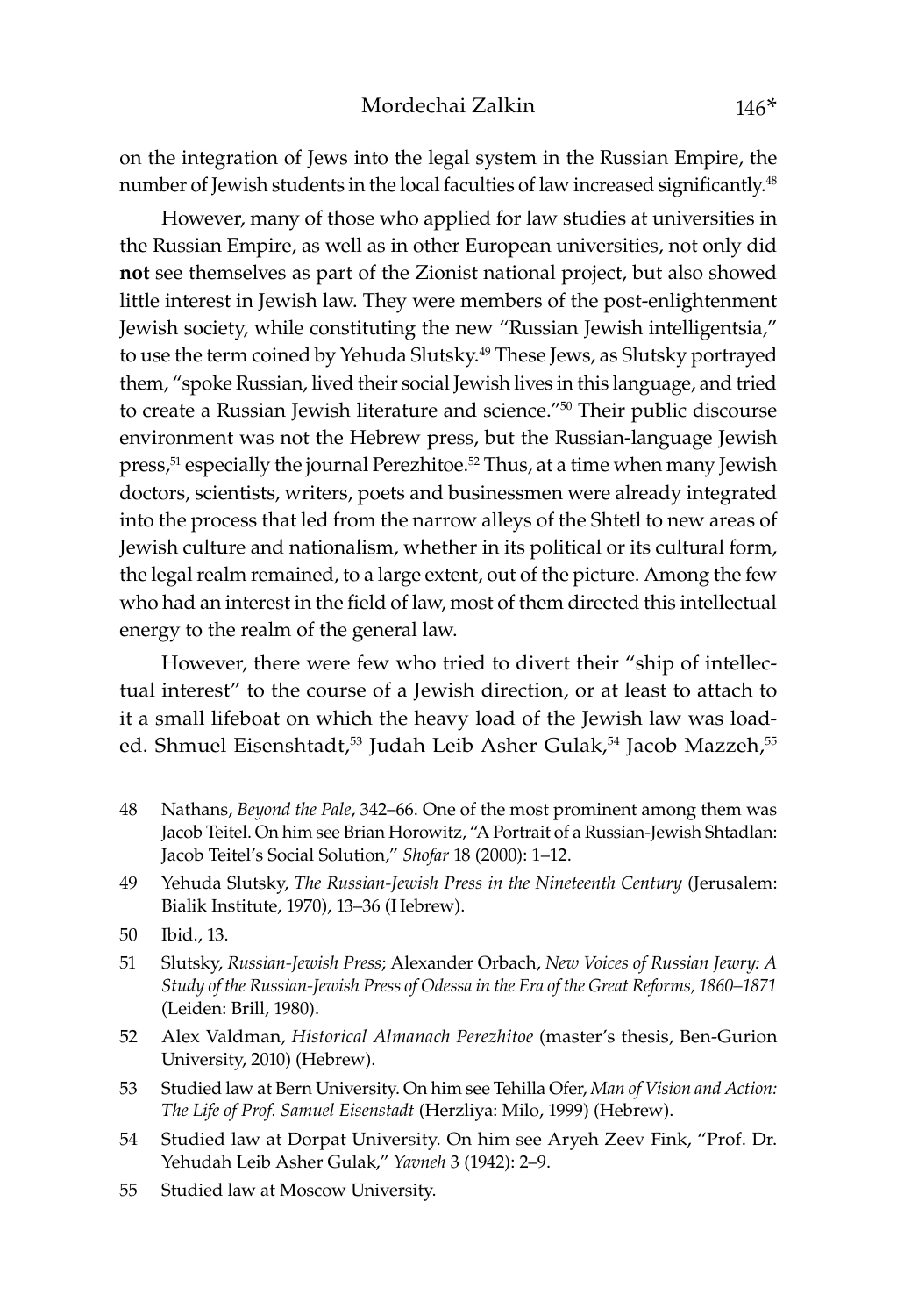on the integration of Jews into the legal system in the Russian Empire, the number of Jewish students in the local faculties of law increased significantly.[48]

However, many of those who applied for law studies at universities in the Russian Empire, as well as in other European universities, not only did **not** see themselves as part of the Zionist national project, but also showed little interest in Jewish law. They were members of the post-enlightenment Jewish society, while constituting the new "Russian Jewish intelligentsia," to use the term coined by Yehuda Slutsky.[49] These Jews, as Slutsky portrayed them, "spoke Russian, lived their social Jewish lives in this language, and tried to create a Russian Jewish literature and science."[50] Their public discourse environment was not the Hebrew press, but the Russian-language Jewish press,[51] especially the journal Perezhitoe.[52] Thus, at a time when many Jewish doctors, scientists, writers, poets and businessmen were already integrated into the process that led from the narrow alleys of the Shtetl to new areas of Jewish culture and nationalism, whether in its political or its cultural form, the legal realm remained, to a large extent, out of the picture. Among the few who had an interest in the field of law, most of them directed this intellectual energy to the realm of the general law.

However, there were few who tried to divert their "ship of intellectual interest" to the course of a Jewish direction, or at least to attach to it a small lifeboat on which the heavy load of the Jewish law was loaded. Shmuel Eisenshtadt,[53] Judah Leib Asher Gulak,[54] Jacob Mazzeh,[55]

48 Nathans, *Beyond the Pale*, 342–66. One of the most prominent among them was Jacob Teitel. On him see Brian Horowitz, "A Portrait of a Russian-Jewish Shtadlan: Jacob Teitel's Social Solution," *Shofar* 18 (2000): 1–12.

49 Yehuda Slutsky, *The Russian-Jewish Press in the Nineteenth Century* (Jerusalem: Bialik Institute, 1970), 13–36 (Hebrew).

50 Ibid., 13.

51 Slutsky, *Russian-Jewish Press*; Alexander Orbach, *New Voices of Russian Jewry: A Study of the Russian-Jewish Press of Odessa in the Era of the Great Reforms, 1860–1871* (Leiden: Brill, 1980).

52 Alex Valdman, *Historical Almanach Perezhitoe* (master's thesis, Ben-Gurion University, 2010) (Hebrew).

53 Studied law at Bern University. On him see Tehilla Ofer, *Man of Vision and Action: The Life of Prof. Samuel Eisenstadt* (Herzliya: Milo, 1999) (Hebrew).

54 Studied law at Dorpat University. On him see Aryeh Zeev Fink, "Prof. Dr. Yehudah Leib Asher Gulak," *Yavneh* 3 (1942): 2–9.

55 Studied law at Moscow University.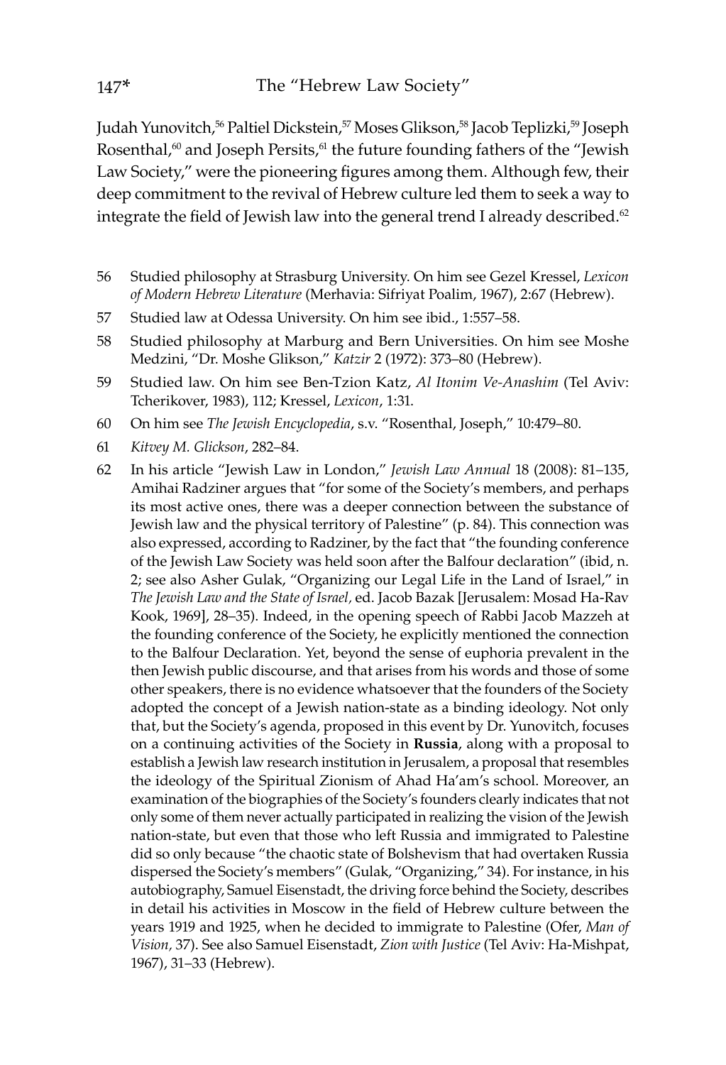Judah Yunovitch,[56] Paltiel Dickstein,[57] Moses Glikson,[58] Jacob Teplizki,[59] Joseph Rosenthal,[60] and Joseph Persits,[61] the future founding fathers of the "Jewish Law Society," were the pioneering figures among them. Although few, their deep commitment to the revival of Hebrew culture led them to seek a way to integrate the field of Jewish law into the general trend I already described.[62]

56 Studied philosophy at Strasburg University. On him see Gezel Kressel, *Lexicon of Modern Hebrew Literature* (Merhavia: Sifriyat Poalim, 1967), 2:67 (Hebrew).

57 Studied law at Odessa University. On him see ibid., 1:557–58.

58 Studied philosophy at Marburg and Bern Universities. On him see Moshe Medzini, "Dr. Moshe Glikson," *Katzir* 2 (1972): 373–80 (Hebrew).

59 Studied law. On him see Ben-Tzion Katz, *Al Itonim Ve-Anashim* (Tel Aviv: Tcherikover, 1983), 112; Kressel, *Lexicon*, 1:31.

60 On him see *The Jewish Encyclopedia*, s.v. "Rosenthal, Joseph," 10:479–80.

61 *Kitvey M. Glickson*, 282–84.

62 In his article "Jewish Law in London," *Jewish Law Annual* 18 (2008): 81–135, Amihai Radziner argues that "for some of the Society's members, and perhaps its most active ones, there was a deeper connection between the substance of Jewish law and the physical territory of Palestine" (p. 84). This connection was also expressed, according to Radziner, by the fact that "the founding conference of the Jewish Law Society was held soon after the Balfour declaration" (ibid, n. 2; see also Asher Gulak, "Organizing our Legal Life in the Land of Israel," in *The Jewish Law and the State of Israel*, ed. Jacob Bazak [Jerusalem: Mosad Ha-Rav Kook, 1969], 28–35). Indeed, in the opening speech of Rabbi Jacob Mazzeh at the founding conference of the Society, he explicitly mentioned the connection to the Balfour Declaration. Yet, beyond the sense of euphoria prevalent in the then Jewish public discourse, and that arises from his words and those of some other speakers, there is no evidence whatsoever that the founders of the Society adopted the concept of a Jewish nation-state as a binding ideology. Not only that, but the Society's agenda, proposed in this event by Dr. Yunovitch, focuses on a continuing activities of the Society in **Russia**, along with a proposal to establish a Jewish law research institution in Jerusalem, a proposal that resembles the ideology of the Spiritual Zionism of Ahad Ha'am's school. Moreover, an examination of the biographies of the Society's founders clearly indicates that not only some of them never actually participated in realizing the vision of the Jewish nation-state, but even that those who left Russia and immigrated to Palestine did so only because "the chaotic state of Bolshevism that had overtaken Russia dispersed the Society's members" (Gulak, "Organizing," 34). For instance, in his autobiography, Samuel Eisenstadt, the driving force behind the Society, describes in detail his activities in Moscow in the field of Hebrew culture between the years 1919 and 1925, when he decided to immigrate to Palestine (Ofer, *Man of Vision*, 37). See also Samuel Eisenstadt, *Zion with Justice* (Tel Aviv: Ha-Mishpat, 1967), 31–33 (Hebrew).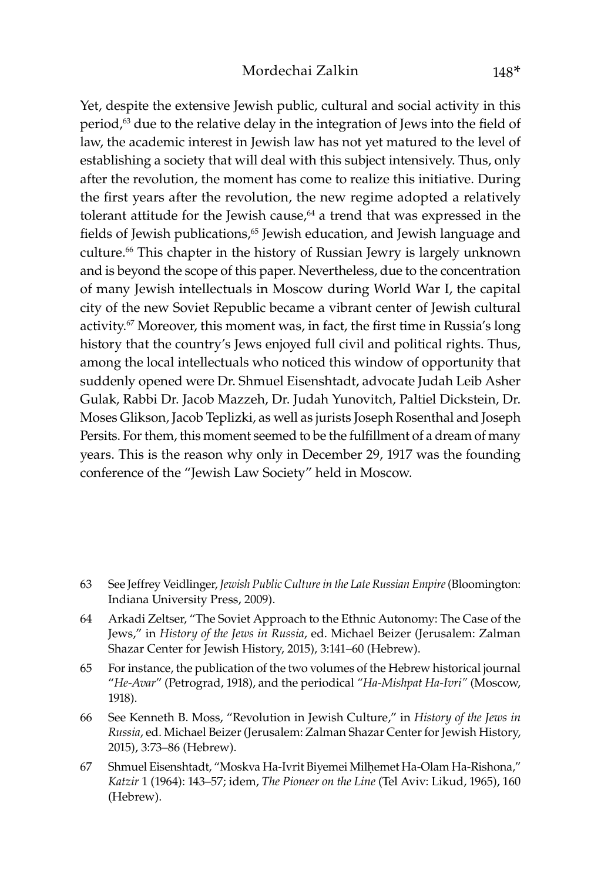Yet, despite the extensive Jewish public, cultural and social activity in this period,[63] due to the relative delay in the integration of Jews into the field of law, the academic interest in Jewish law has not yet matured to the level of establishing a society that will deal with this subject intensively. Thus, only after the revolution, the moment has come to realize this initiative. During the first years after the revolution, the new regime adopted a relatively tolerant attitude for the Jewish cause,[64] a trend that was expressed in the fields of Jewish publications,[65] Jewish education, and Jewish language and culture.[66] This chapter in the history of Russian Jewry is largely unknown and is beyond the scope of this paper. Nevertheless, due to the concentration of many Jewish intellectuals in Moscow during World War I, the capital city of the new Soviet Republic became a vibrant center of Jewish cultural activity.[67] Moreover, this moment was, in fact, the first time in Russia's long history that the country's Jews enjoyed full civil and political rights. Thus, among the local intellectuals who noticed this window of opportunity that suddenly opened were Dr. Shmuel Eisenshtadt, advocate Judah Leib Asher Gulak, Rabbi Dr. Jacob Mazzeh, Dr. Judah Yunovitch, Paltiel Dickstein, Dr. Moses Glikson, Jacob Teplizki, as well as jurists Joseph Rosenthal and Joseph Persits. For them, this moment seemed to be the fulfillment of a dream of many years. This is the reason why only in December 29, 1917 was the founding conference of the "Jewish Law Society" held in Moscow.

---

63 See Jeffrey Veidlinger, *Jewish Public Culture in the Late Russian Empire* (Bloomington: Indiana University Press, 2009).

64 Arkadi Zeltser, "The Soviet Approach to the Ethnic Autonomy: The Case of the Jews," in *History of the Jews in Russia*, ed. Michael Beizer (Jerusalem: Zalman Shazar Center for Jewish History, 2015), 3:141–60 (Hebrew).

65 For instance, the publication of the two volumes of the Hebrew historical journal "*He-Avar*" (Petrograd, 1918), and the periodical *"Ha-Mishpat Ha-Ivri"* (Moscow, 1918).

66 See Kenneth B. Moss, "Revolution in Jewish Culture," in *History of the Jews in Russia*, ed. Michael Beizer (Jerusalem: Zalman Shazar Center for Jewish History, 2015), 3:73–86 (Hebrew).

67 Shmuel Eisenshtadt, "Moskva Ha-Ivrit Biyemei Milḥemet Ha-Olam Ha-Rishona," *Katzir* 1 (1964): 143–57; idem, *The Pioneer on the Line* (Tel Aviv: Likud, 1965), 160 (Hebrew).